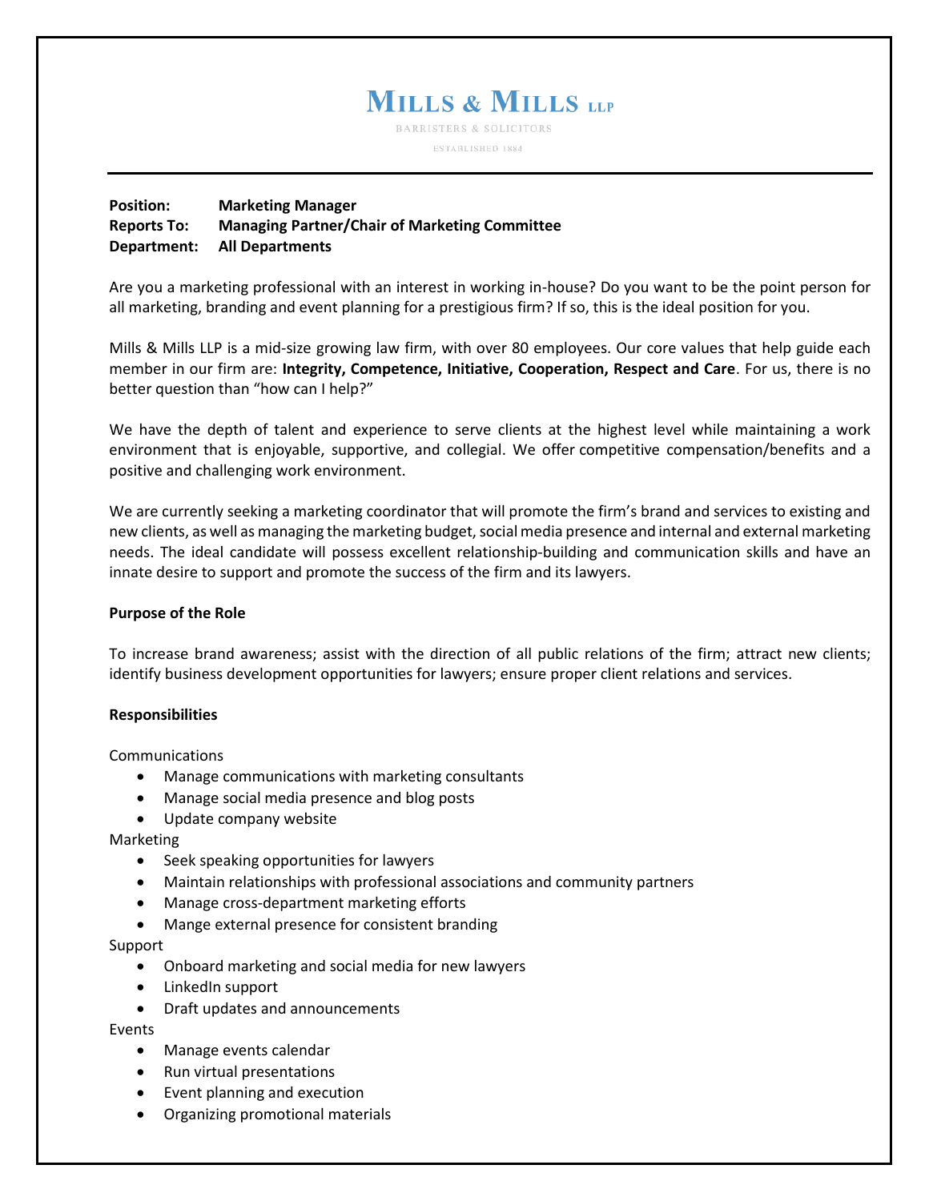# Mills & Mills LLP

BARRISTERS & SOLICITORS

ESTABLISHED 1884

---

**Position:** **Marketing Manager**
**Reports To:** **Managing Partner/Chair of Marketing Committee**
**Department:** **All Departments**

Are you a marketing professional with an interest in working in-house? Do you want to be the point person for all marketing, branding and event planning for a prestigious firm? If so, this is the ideal position for you.

Mills & Mills LLP is a mid-size growing law firm, with over 80 employees. Our core values that help guide each member in our firm are: **Integrity, Competence, Initiative, Cooperation, Respect and Care**. For us, there is no better question than "how can I help?"

We have the depth of talent and experience to serve clients at the highest level while maintaining a work environment that is enjoyable, supportive, and collegial. We offer competitive compensation/benefits and a positive and challenging work environment.

We are currently seeking a marketing coordinator that will promote the firm's brand and services to existing and new clients, as well as managing the marketing budget, social media presence and internal and external marketing needs. The ideal candidate will possess excellent relationship-building and communication skills and have an innate desire to support and promote the success of the firm and its lawyers.

**Purpose of the Role**

To increase brand awareness; assist with the direction of all public relations of the firm; attract new clients; identify business development opportunities for lawyers; ensure proper client relations and services.

**Responsibilities**

Communications

- Manage communications with marketing consultants
- Manage social media presence and blog posts
- Update company website

Marketing

- Seek speaking opportunities for lawyers
- Maintain relationships with professional associations and community partners
- Manage cross-department marketing efforts
- Mange external presence for consistent branding

Support

- Onboard marketing and social media for new lawyers
- LinkedIn support
- Draft updates and announcements

Events

- Manage events calendar
- Run virtual presentations
- Event planning and execution
- Organizing promotional materials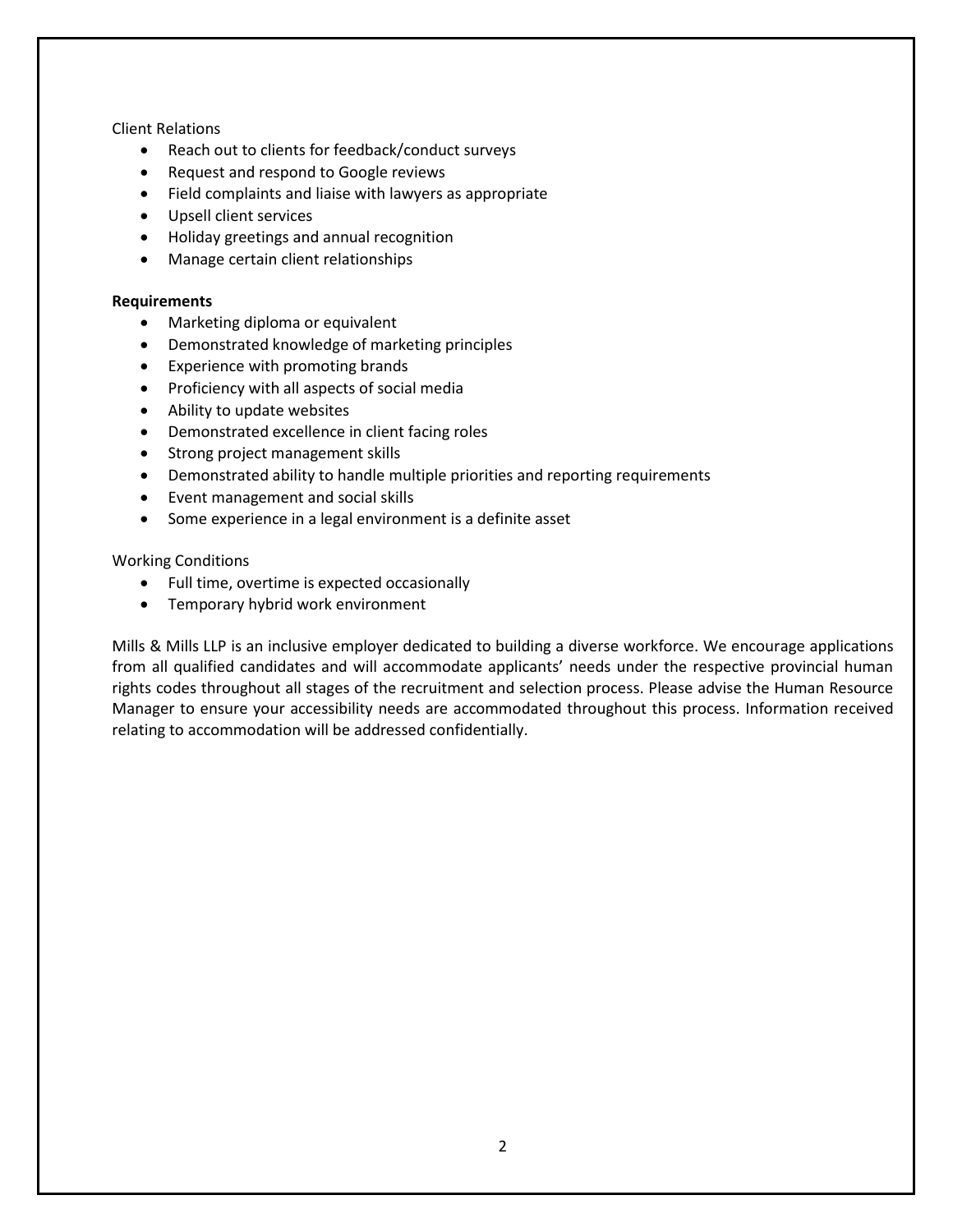Client Relations

- Reach out to clients for feedback/conduct surveys
- Request and respond to Google reviews
- Field complaints and liaise with lawyers as appropriate
- Upsell client services
- Holiday greetings and annual recognition
- Manage certain client relationships

**Requirements**

- Marketing diploma or equivalent
- Demonstrated knowledge of marketing principles
- Experience with promoting brands
- Proficiency with all aspects of social media
- Ability to update websites
- Demonstrated excellence in client facing roles
- Strong project management skills
- Demonstrated ability to handle multiple priorities and reporting requirements
- Event management and social skills
- Some experience in a legal environment is a definite asset

Working Conditions

- Full time, overtime is expected occasionally
- Temporary hybrid work environment

Mills & Mills LLP is an inclusive employer dedicated to building a diverse workforce. We encourage applications from all qualified candidates and will accommodate applicants' needs under the respective provincial human rights codes throughout all stages of the recruitment and selection process. Please advise the Human Resource Manager to ensure your accessibility needs are accommodated throughout this process. Information received relating to accommodation will be addressed confidentially.